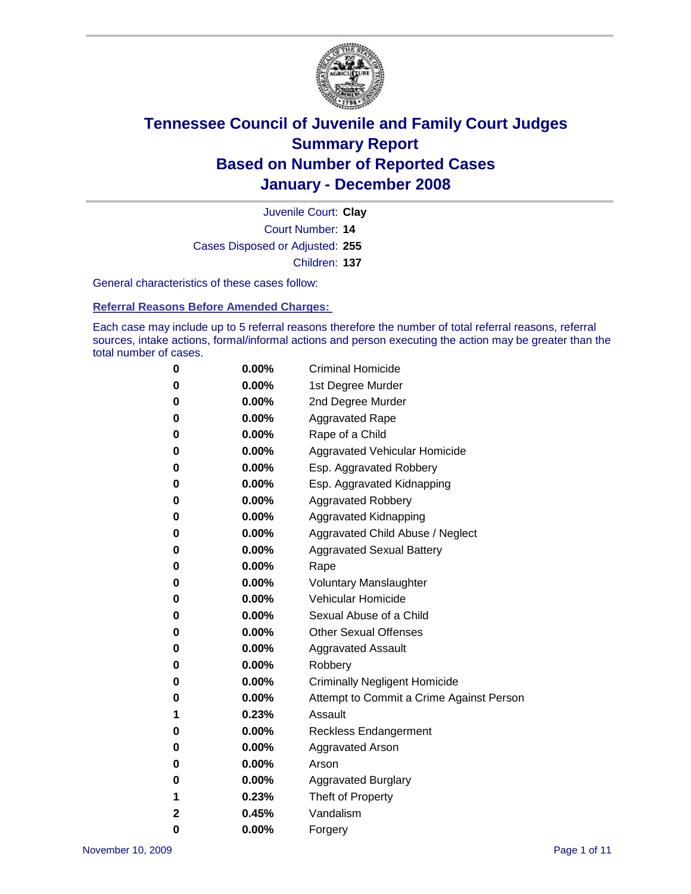# Tennessee Council of Juvenile and Family Court Judges
## Summary Report
## Based on Number of Reported Cases
## January - December 2008

Juvenile Court: **Clay**
Court Number: **14**
Cases Disposed or Adjusted: **255**
Children: **137**

General characteristics of these cases follow:

### Referral Reasons Before Amended Charges:

Each case may include up to 5 referral reasons therefore the number of total referral reasons, referral sources, intake actions, formal/informal actions and person executing the action may be greater than the total number of cases.

| Count | Percent | Referral Reason |
|---|---|---|
| 0 | 0.00% | Criminal Homicide |
| 0 | 0.00% | 1st Degree Murder |
| 0 | 0.00% | 2nd Degree Murder |
| 0 | 0.00% | Aggravated Rape |
| 0 | 0.00% | Rape of a Child |
| 0 | 0.00% | Aggravated Vehicular Homicide |
| 0 | 0.00% | Esp. Aggravated Robbery |
| 0 | 0.00% | Esp. Aggravated Kidnapping |
| 0 | 0.00% | Aggravated Robbery |
| 0 | 0.00% | Aggravated Kidnapping |
| 0 | 0.00% | Aggravated Child Abuse / Neglect |
| 0 | 0.00% | Aggravated Sexual Battery |
| 0 | 0.00% | Rape |
| 0 | 0.00% | Voluntary Manslaughter |
| 0 | 0.00% | Vehicular Homicide |
| 0 | 0.00% | Sexual Abuse of a Child |
| 0 | 0.00% | Other Sexual Offenses |
| 0 | 0.00% | Aggravated Assault |
| 0 | 0.00% | Robbery |
| 0 | 0.00% | Criminally Negligent Homicide |
| 0 | 0.00% | Attempt to Commit a Crime Against Person |
| 1 | 0.23% | Assault |
| 0 | 0.00% | Reckless Endangerment |
| 0 | 0.00% | Aggravated Arson |
| 0 | 0.00% | Arson |
| 0 | 0.00% | Aggravated Burglary |
| 1 | 0.23% | Theft of Property |
| 2 | 0.45% | Vandalism |
| 0 | 0.00% | Forgery |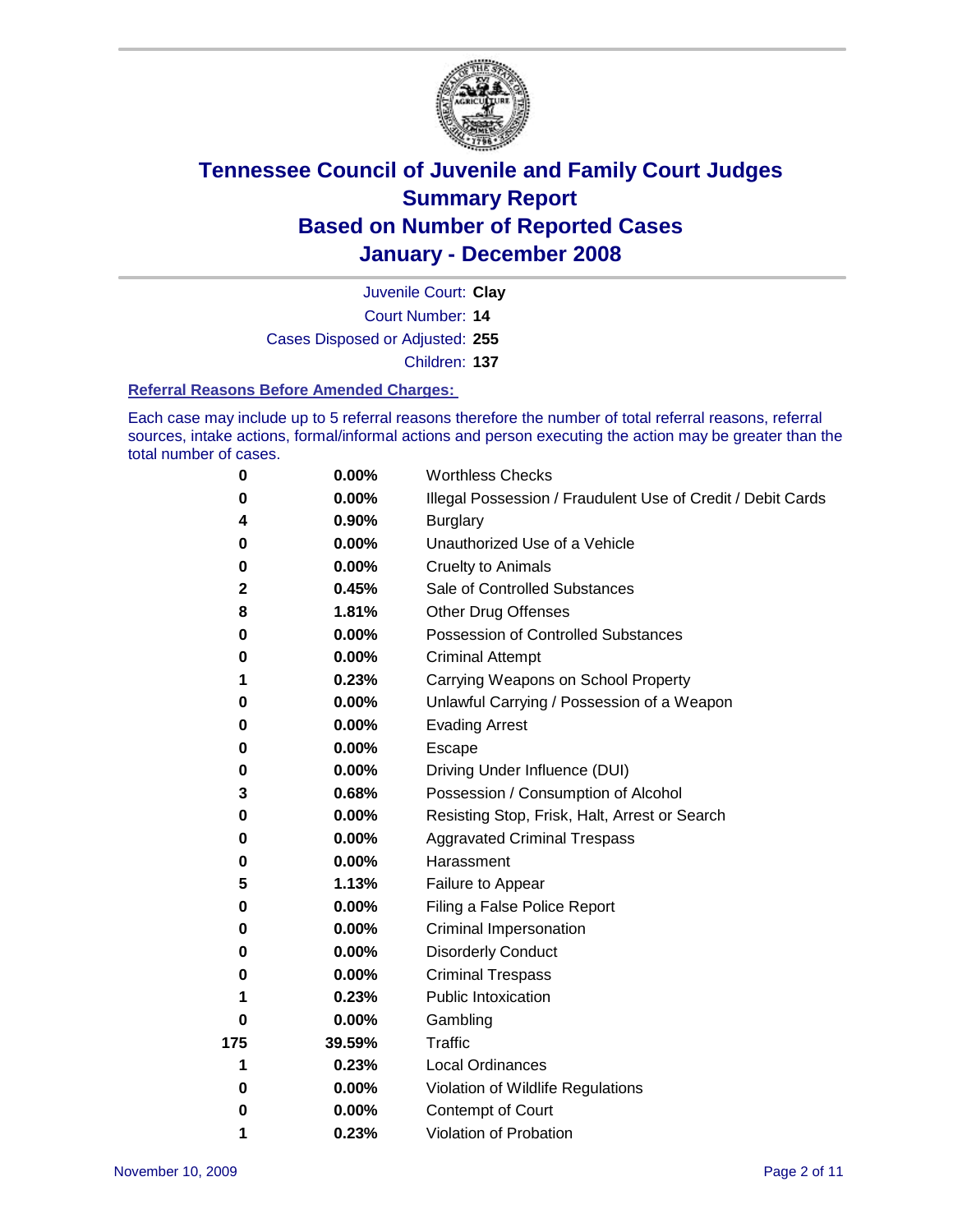# Tennessee Council of Juvenile and Family Court Judges
## Summary Report
## Based on Number of Reported Cases
## January - December 2008

Juvenile Court: **Clay**
Court Number: **14**
Cases Disposed or Adjusted: **255**
Children: **137**

### Referral Reasons Before Amended Charges:

Each case may include up to 5 referral reasons therefore the number of total referral reasons, referral sources, intake actions, formal/informal actions and person executing the action may be greater than the total number of cases.

| Count | Percent | Referral Reason |
|---|---|---|
| 0 | 0.00% | Worthless Checks |
| 0 | 0.00% | Illegal Possession / Fraudulent Use of Credit / Debit Cards |
| 4 | 0.90% | Burglary |
| 0 | 0.00% | Unauthorized Use of a Vehicle |
| 0 | 0.00% | Cruelty to Animals |
| 2 | 0.45% | Sale of Controlled Substances |
| 8 | 1.81% | Other Drug Offenses |
| 0 | 0.00% | Possession of Controlled Substances |
| 0 | 0.00% | Criminal Attempt |
| 1 | 0.23% | Carrying Weapons on School Property |
| 0 | 0.00% | Unlawful Carrying / Possession of a Weapon |
| 0 | 0.00% | Evading Arrest |
| 0 | 0.00% | Escape |
| 0 | 0.00% | Driving Under Influence (DUI) |
| 3 | 0.68% | Possession / Consumption of Alcohol |
| 0 | 0.00% | Resisting Stop, Frisk, Halt, Arrest or Search |
| 0 | 0.00% | Aggravated Criminal Trespass |
| 0 | 0.00% | Harassment |
| 5 | 1.13% | Failure to Appear |
| 0 | 0.00% | Filing a False Police Report |
| 0 | 0.00% | Criminal Impersonation |
| 0 | 0.00% | Disorderly Conduct |
| 0 | 0.00% | Criminal Trespass |
| 1 | 0.23% | Public Intoxication |
| 0 | 0.00% | Gambling |
| 175 | 39.59% | Traffic |
| 1 | 0.23% | Local Ordinances |
| 0 | 0.00% | Violation of Wildlife Regulations |
| 0 | 0.00% | Contempt of Court |
| 1 | 0.23% | Violation of Probation |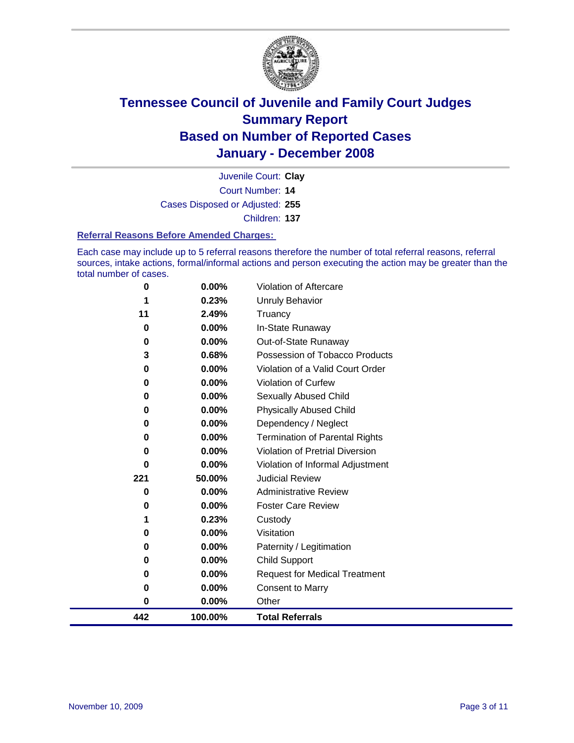# Tennessee Council of Juvenile and Family Court Judges
## Summary Report
## Based on Number of Reported Cases
## January - December 2008

Juvenile Court: **Clay**
Court Number: **14**
Cases Disposed or Adjusted: **255**
Children: **137**

### Referral Reasons Before Amended Charges:

Each case may include up to 5 referral reasons therefore the number of total referral reasons, referral sources, intake actions, formal/informal actions and person executing the action may be greater than the total number of cases.

| Count | Percent | Referral Reason |
|---|---|---|
| 0 | 0.00% | Violation of Aftercare |
| 1 | 0.23% | Unruly Behavior |
| 11 | 2.49% | Truancy |
| 0 | 0.00% | In-State Runaway |
| 0 | 0.00% | Out-of-State Runaway |
| 3 | 0.68% | Possession of Tobacco Products |
| 0 | 0.00% | Violation of a Valid Court Order |
| 0 | 0.00% | Violation of Curfew |
| 0 | 0.00% | Sexually Abused Child |
| 0 | 0.00% | Physically Abused Child |
| 0 | 0.00% | Dependency / Neglect |
| 0 | 0.00% | Termination of Parental Rights |
| 0 | 0.00% | Violation of Pretrial Diversion |
| 0 | 0.00% | Violation of Informal Adjustment |
| 221 | 50.00% | Judicial Review |
| 0 | 0.00% | Administrative Review |
| 0 | 0.00% | Foster Care Review |
| 1 | 0.23% | Custody |
| 0 | 0.00% | Visitation |
| 0 | 0.00% | Paternity / Legitimation |
| 0 | 0.00% | Child Support |
| 0 | 0.00% | Request for Medical Treatment |
| 0 | 0.00% | Consent to Marry |
| 0 | 0.00% | Other |
| **442** | **100.00%** | **Total Referrals** |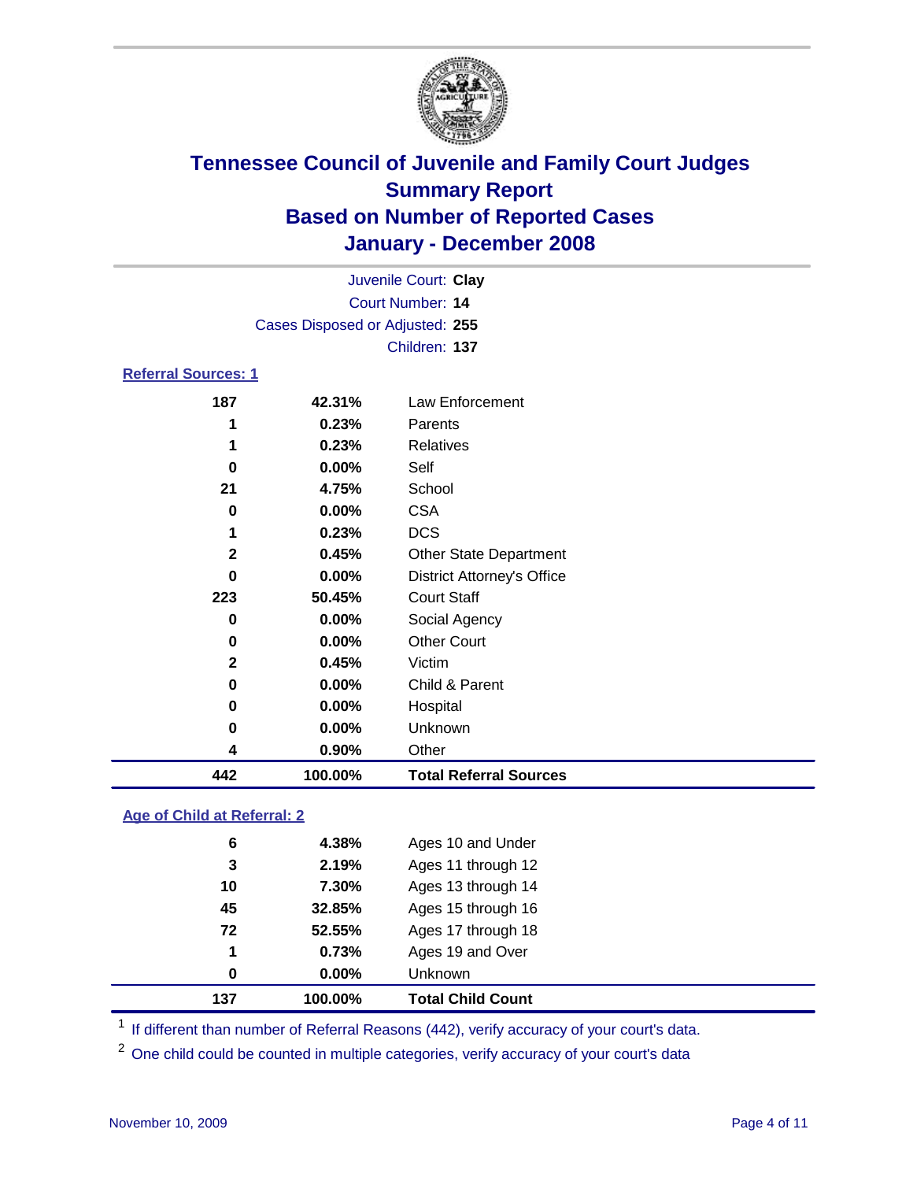# Tennessee Council of Juvenile and Family Court Judges
## Summary Report
## Based on Number of Reported Cases
## January - December 2008

Juvenile Court: **Clay**
Court Number: **14**
Cases Disposed or Adjusted: **255**
Children: **137**

### Referral Sources: 1

| | | |
|---|---|---|
| 187 | 42.31% | Law Enforcement |
| 1 | 0.23% | Parents |
| 1 | 0.23% | Relatives |
| 0 | 0.00% | Self |
| 21 | 4.75% | School |
| 0 | 0.00% | CSA |
| 1 | 0.23% | DCS |
| 2 | 0.45% | Other State Department |
| 0 | 0.00% | District Attorney's Office |
| 223 | 50.45% | Court Staff |
| 0 | 0.00% | Social Agency |
| 0 | 0.00% | Other Court |
| 2 | 0.45% | Victim |
| 0 | 0.00% | Child & Parent |
| 0 | 0.00% | Hospital |
| 0 | 0.00% | Unknown |
| 4 | 0.90% | Other |
| **442** | **100.00%** | **Total Referral Sources** |

### Age of Child at Referral: 2

| | | |
|---|---|---|
| 6 | 4.38% | Ages 10 and Under |
| 3 | 2.19% | Ages 11 through 12 |
| 10 | 7.30% | Ages 13 through 14 |
| 45 | 32.85% | Ages 15 through 16 |
| 72 | 52.55% | Ages 17 through 18 |
| 1 | 0.73% | Ages 19 and Over |
| 0 | 0.00% | Unknown |
| **137** | **100.00%** | **Total Child Count** |

[1] If different than number of Referral Reasons (442), verify accuracy of your court's data.

[2] One child could be counted in multiple categories, verify accuracy of your court's data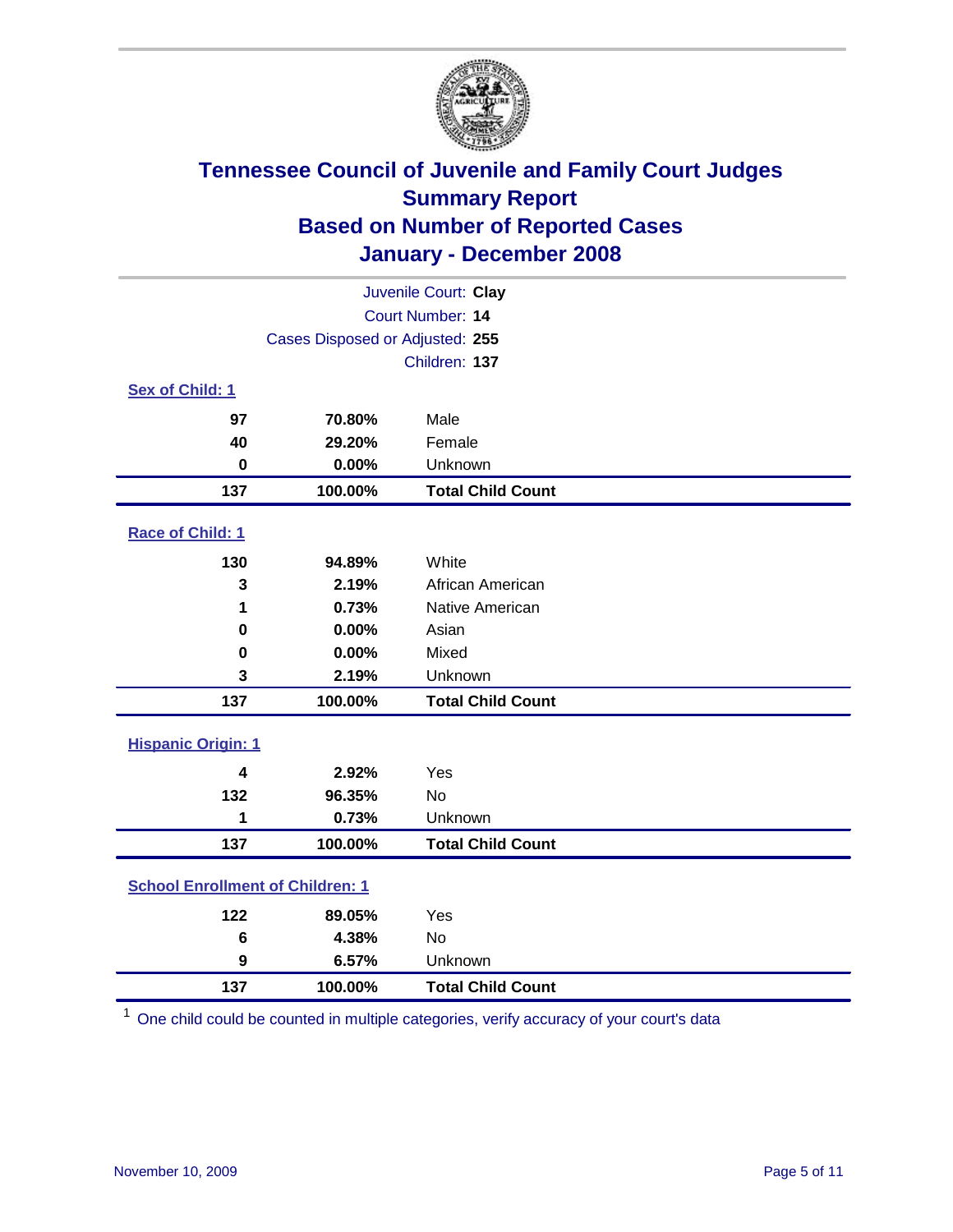# Tennessee Council of Juvenile and Family Court Judges
## Summary Report
## Based on Number of Reported Cases
## January - December 2008

Juvenile Court: **Clay**
Court Number: **14**
Cases Disposed or Adjusted: **255**
Children: **137**

### Sex of Child: 1

| | | |
|---|---|---|
| 97 | 70.80% | Male |
| 40 | 29.20% | Female |
| 0 | 0.00% | Unknown |
| **137** | **100.00%** | **Total Child Count** |

### Race of Child: 1

| | | |
|---|---|---|
| 130 | 94.89% | White |
| 3 | 2.19% | African American |
| 1 | 0.73% | Native American |
| 0 | 0.00% | Asian |
| 0 | 0.00% | Mixed |
| 3 | 2.19% | Unknown |
| **137** | **100.00%** | **Total Child Count** |

### Hispanic Origin: 1

| | | |
|---|---|---|
| 4 | 2.92% | Yes |
| 132 | 96.35% | No |
| 1 | 0.73% | Unknown |
| **137** | **100.00%** | **Total Child Count** |

### School Enrollment of Children: 1

| | | |
|---|---|---|
| 122 | 89.05% | Yes |
| 6 | 4.38% | No |
| 9 | 6.57% | Unknown |
| **137** | **100.00%** | **Total Child Count** |

[1] One child could be counted in multiple categories, verify accuracy of your court's data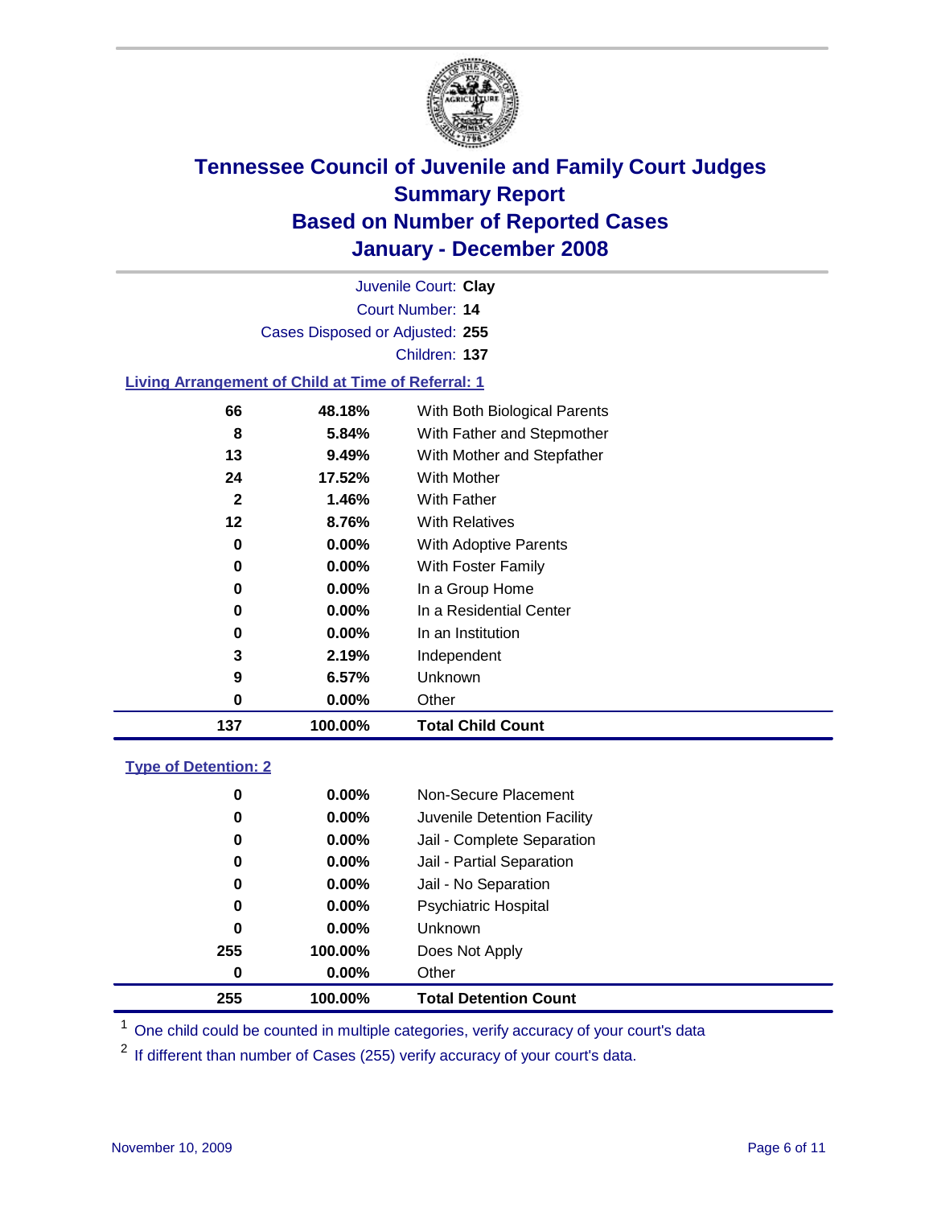# Tennessee Council of Juvenile and Family Court Judges
## Summary Report
## Based on Number of Reported Cases
## January - December 2008

Juvenile Court: **Clay**
Court Number: **14**
Cases Disposed or Adjusted: **255**
Children: **137**

### Living Arrangement of Child at Time of Referral: 1

| Count | Percent | Category |
|---|---|---|
| 66 | 48.18% | With Both Biological Parents |
| 8 | 5.84% | With Father and Stepmother |
| 13 | 9.49% | With Mother and Stepfather |
| 24 | 17.52% | With Mother |
| 2 | 1.46% | With Father |
| 12 | 8.76% | With Relatives |
| 0 | 0.00% | With Adoptive Parents |
| 0 | 0.00% | With Foster Family |
| 0 | 0.00% | In a Group Home |
| 0 | 0.00% | In a Residential Center |
| 0 | 0.00% | In an Institution |
| 3 | 2.19% | Independent |
| 9 | 6.57% | Unknown |
| 0 | 0.00% | Other |
| **137** | **100.00%** | **Total Child Count** |

### Type of Detention: 2

| Count | Percent | Category |
|---|---|---|
| 0 | 0.00% | Non-Secure Placement |
| 0 | 0.00% | Juvenile Detention Facility |
| 0 | 0.00% | Jail - Complete Separation |
| 0 | 0.00% | Jail - Partial Separation |
| 0 | 0.00% | Jail - No Separation |
| 0 | 0.00% | Psychiatric Hospital |
| 0 | 0.00% | Unknown |
| 255 | 100.00% | Does Not Apply |
| 0 | 0.00% | Other |
| **255** | **100.00%** | **Total Detention Count** |

[1] One child could be counted in multiple categories, verify accuracy of your court's data

[2] If different than number of Cases (255) verify accuracy of your court's data.

November 10, 2009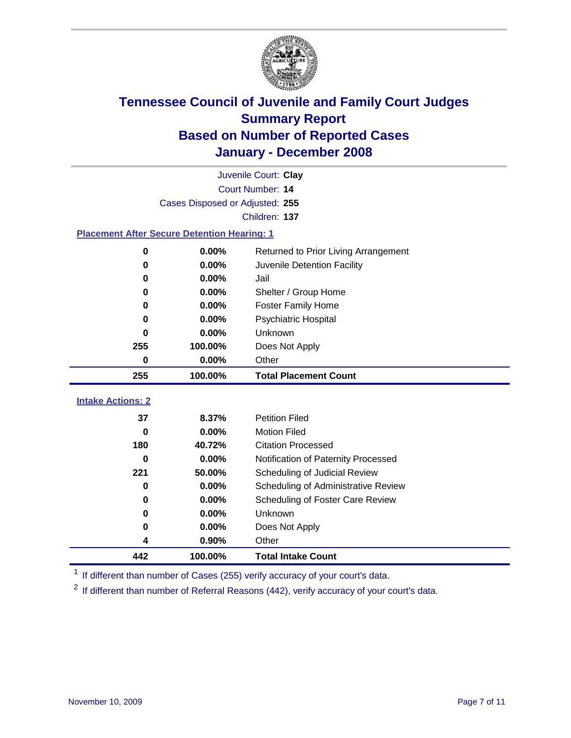# Tennessee Council of Juvenile and Family Court Judges
## Summary Report
## Based on Number of Reported Cases
## January - December 2008

Juvenile Court: **Clay**
Court Number: **14**
Cases Disposed or Adjusted: **255**
Children: **137**

### Placement After Secure Detention Hearing: 1

| | | |
|---|---|---|
| 0 | 0.00% | Returned to Prior Living Arrangement |
| 0 | 0.00% | Juvenile Detention Facility |
| 0 | 0.00% | Jail |
| 0 | 0.00% | Shelter / Group Home |
| 0 | 0.00% | Foster Family Home |
| 0 | 0.00% | Psychiatric Hospital |
| 0 | 0.00% | Unknown |
| 255 | 100.00% | Does Not Apply |
| 0 | 0.00% | Other |
| **255** | **100.00%** | **Total Placement Count** |

### Intake Actions: 2

| | | |
|---|---|---|
| 37 | 8.37% | Petition Filed |
| 0 | 0.00% | Motion Filed |
| 180 | 40.72% | Citation Processed |
| 0 | 0.00% | Notification of Paternity Processed |
| 221 | 50.00% | Scheduling of Judicial Review |
| 0 | 0.00% | Scheduling of Administrative Review |
| 0 | 0.00% | Scheduling of Foster Care Review |
| 0 | 0.00% | Unknown |
| 0 | 0.00% | Does Not Apply |
| 4 | 0.90% | Other |
| **442** | **100.00%** | **Total Intake Count** |

[1] If different than number of Cases (255) verify accuracy of your court's data.

[2] If different than number of Referral Reasons (442), verify accuracy of your court's data.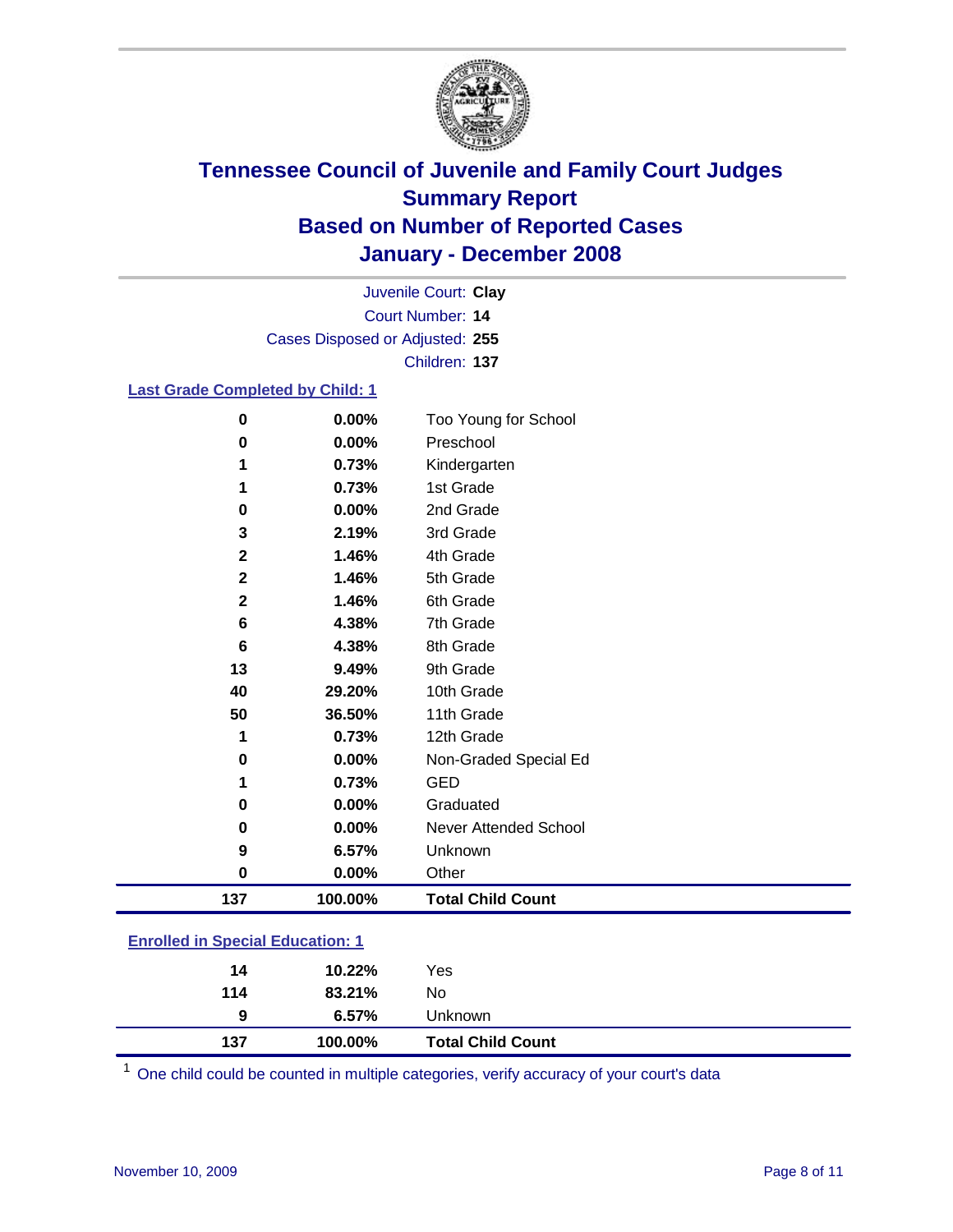# Tennessee Council of Juvenile and Family Court Judges
## Summary Report
## Based on Number of Reported Cases
## January - December 2008

Juvenile Court: **Clay**
Court Number: **14**
Cases Disposed or Adjusted: **255**
Children: **137**

### Last Grade Completed by Child: 1

| | | |
|---|---|---|
| 0 | 0.00% | Too Young for School |
| 0 | 0.00% | Preschool |
| 1 | 0.73% | Kindergarten |
| 1 | 0.73% | 1st Grade |
| 0 | 0.00% | 2nd Grade |
| 3 | 2.19% | 3rd Grade |
| 2 | 1.46% | 4th Grade |
| 2 | 1.46% | 5th Grade |
| 2 | 1.46% | 6th Grade |
| 6 | 4.38% | 7th Grade |
| 6 | 4.38% | 8th Grade |
| 13 | 9.49% | 9th Grade |
| 40 | 29.20% | 10th Grade |
| 50 | 36.50% | 11th Grade |
| 1 | 0.73% | 12th Grade |
| 0 | 0.00% | Non-Graded Special Ed |
| 1 | 0.73% | GED |
| 0 | 0.00% | Graduated |
| 0 | 0.00% | Never Attended School |
| 9 | 6.57% | Unknown |
| 0 | 0.00% | Other |
| **137** | **100.00%** | **Total Child Count** |

### Enrolled in Special Education: 1

| | | |
|---|---|---|
| 14 | 10.22% | Yes |
| 114 | 83.21% | No |
| 9 | 6.57% | Unknown |
| **137** | **100.00%** | **Total Child Count** |

[1] One child could be counted in multiple categories, verify accuracy of your court's data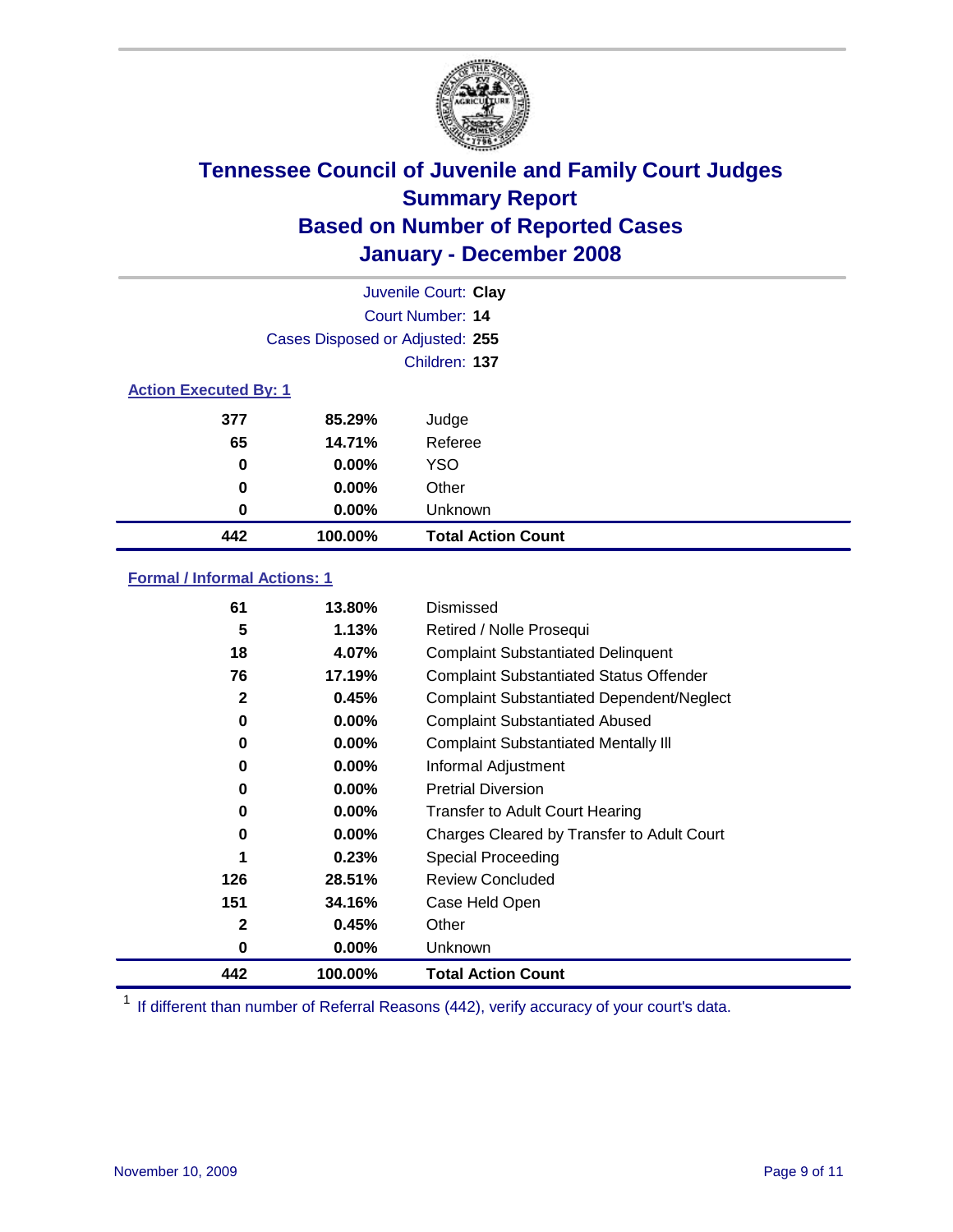# Tennessee Council of Juvenile and Family Court Judges
## Summary Report
## Based on Number of Reported Cases
## January - December 2008

Juvenile Court: **Clay**
Court Number: **14**
Cases Disposed or Adjusted: **255**
Children: **137**

### Action Executed By: 1

| | | |
|---|---|---|
| 377 | 85.29% | Judge |
| 65 | 14.71% | Referee |
| 0 | 0.00% | YSO |
| 0 | 0.00% | Other |
| 0 | 0.00% | Unknown |
| **442** | **100.00%** | **Total Action Count** |

### Formal / Informal Actions: 1

| | | |
|---|---|---|
| 61 | 13.80% | Dismissed |
| 5 | 1.13% | Retired / Nolle Prosequi |
| 18 | 4.07% | Complaint Substantiated Delinquent |
| 76 | 17.19% | Complaint Substantiated Status Offender |
| 2 | 0.45% | Complaint Substantiated Dependent/Neglect |
| 0 | 0.00% | Complaint Substantiated Abused |
| 0 | 0.00% | Complaint Substantiated Mentally Ill |
| 0 | 0.00% | Informal Adjustment |
| 0 | 0.00% | Pretrial Diversion |
| 0 | 0.00% | Transfer to Adult Court Hearing |
| 0 | 0.00% | Charges Cleared by Transfer to Adult Court |
| 1 | 0.23% | Special Proceeding |
| 126 | 28.51% | Review Concluded |
| 151 | 34.16% | Case Held Open |
| 2 | 0.45% | Other |
| 0 | 0.00% | Unknown |
| **442** | **100.00%** | **Total Action Count** |

[1] If different than number of Referral Reasons (442), verify accuracy of your court's data.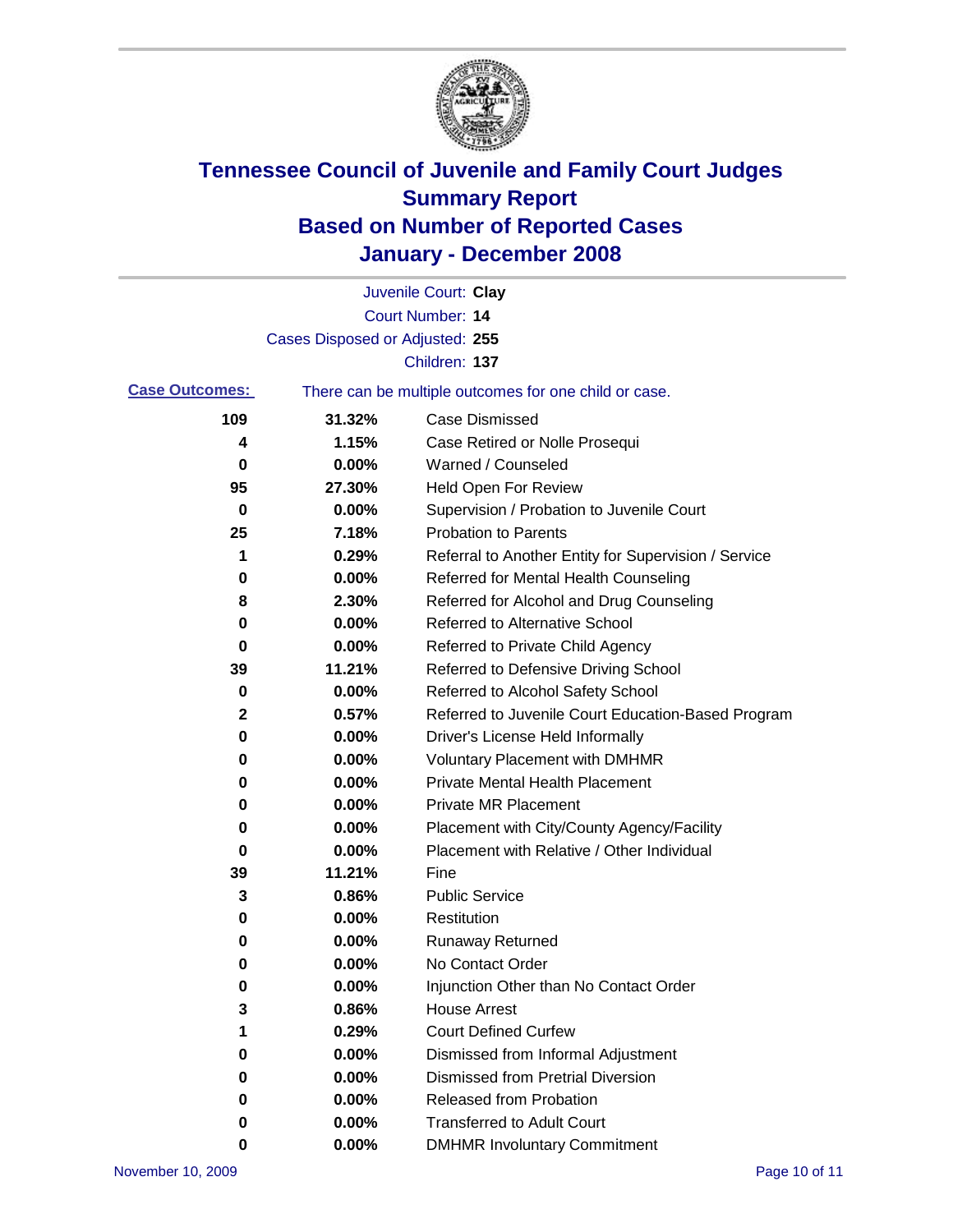# Tennessee Council of Juvenile and Family Court Judges
## Summary Report
## Based on Number of Reported Cases
## January - December 2008

Juvenile Court: **Clay**

Court Number: **14**

Cases Disposed or Adjusted: **255**

Children: **137**

**Case Outcomes:** There can be multiple outcomes for one child or case.

| Count | Percent | Outcome |
|---|---|---|
| 109 | 31.32% | Case Dismissed |
| 4 | 1.15% | Case Retired or Nolle Prosequi |
| 0 | 0.00% | Warned / Counseled |
| 95 | 27.30% | Held Open For Review |
| 0 | 0.00% | Supervision / Probation to Juvenile Court |
| 25 | 7.18% | Probation to Parents |
| 1 | 0.29% | Referral to Another Entity for Supervision / Service |
| 0 | 0.00% | Referred for Mental Health Counseling |
| 8 | 2.30% | Referred for Alcohol and Drug Counseling |
| 0 | 0.00% | Referred to Alternative School |
| 0 | 0.00% | Referred to Private Child Agency |
| 39 | 11.21% | Referred to Defensive Driving School |
| 0 | 0.00% | Referred to Alcohol Safety School |
| 2 | 0.57% | Referred to Juvenile Court Education-Based Program |
| 0 | 0.00% | Driver's License Held Informally |
| 0 | 0.00% | Voluntary Placement with DMHMR |
| 0 | 0.00% | Private Mental Health Placement |
| 0 | 0.00% | Private MR Placement |
| 0 | 0.00% | Placement with City/County Agency/Facility |
| 0 | 0.00% | Placement with Relative / Other Individual |
| 39 | 11.21% | Fine |
| 3 | 0.86% | Public Service |
| 0 | 0.00% | Restitution |
| 0 | 0.00% | Runaway Returned |
| 0 | 0.00% | No Contact Order |
| 0 | 0.00% | Injunction Other than No Contact Order |
| 3 | 0.86% | House Arrest |
| 1 | 0.29% | Court Defined Curfew |
| 0 | 0.00% | Dismissed from Informal Adjustment |
| 0 | 0.00% | Dismissed from Pretrial Diversion |
| 0 | 0.00% | Released from Probation |
| 0 | 0.00% | Transferred to Adult Court |
| 0 | 0.00% | DMHMR Involuntary Commitment |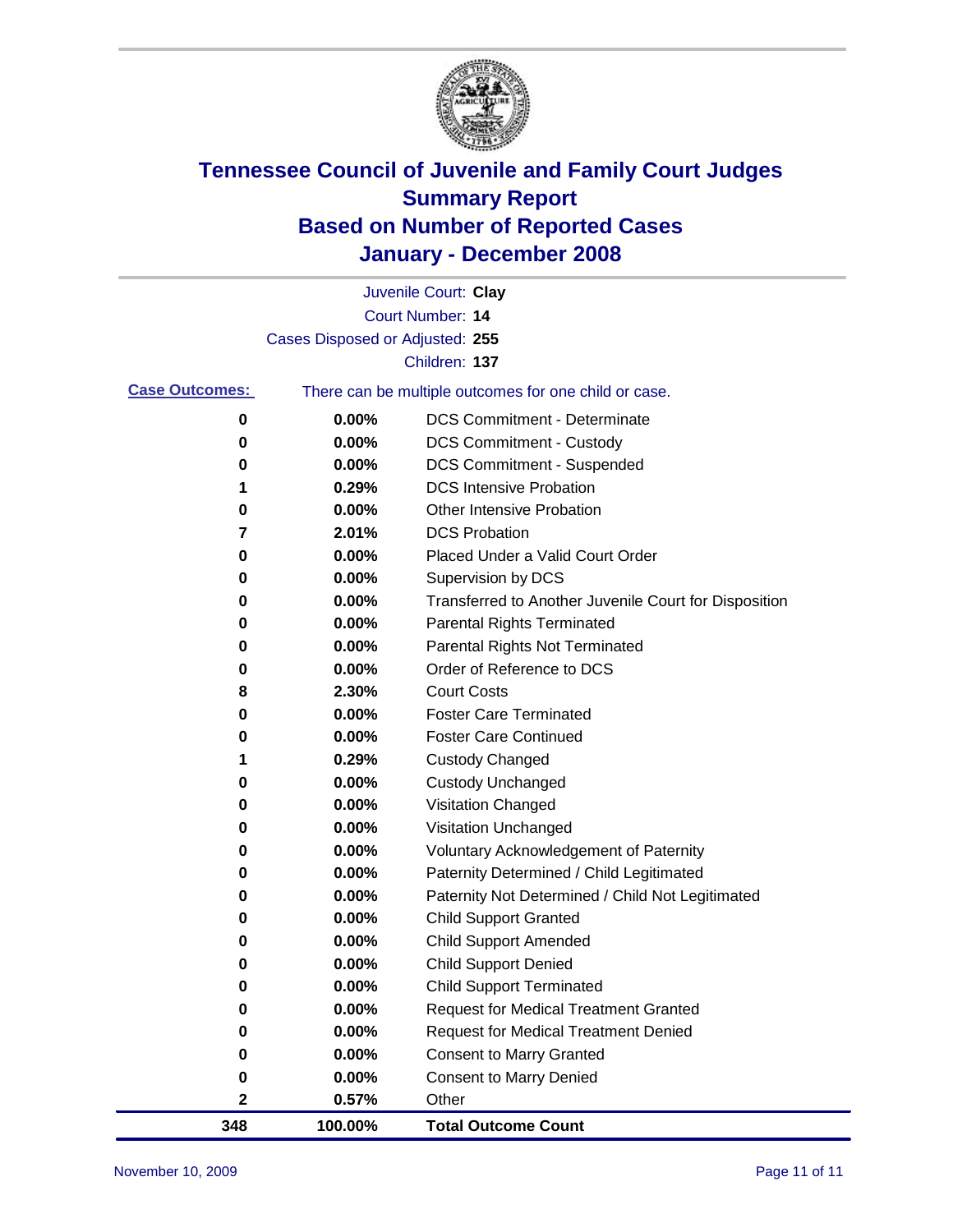# Tennessee Council of Juvenile and Family Court Judges
# Summary Report
# Based on Number of Reported Cases
# January - December 2008

Juvenile Court: **Clay**
Court Number: **14**
Cases Disposed or Adjusted: **255**
Children: **137**

**Case Outcomes:** There can be multiple outcomes for one child or case.

| | | |
|---|---|---|
| 0 | 0.00% | DCS Commitment - Determinate |
| 0 | 0.00% | DCS Commitment - Custody |
| 0 | 0.00% | DCS Commitment - Suspended |
| 1 | 0.29% | DCS Intensive Probation |
| 0 | 0.00% | Other Intensive Probation |
| 7 | 2.01% | DCS Probation |
| 0 | 0.00% | Placed Under a Valid Court Order |
| 0 | 0.00% | Supervision by DCS |
| 0 | 0.00% | Transferred to Another Juvenile Court for Disposition |
| 0 | 0.00% | Parental Rights Terminated |
| 0 | 0.00% | Parental Rights Not Terminated |
| 0 | 0.00% | Order of Reference to DCS |
| 8 | 2.30% | Court Costs |
| 0 | 0.00% | Foster Care Terminated |
| 0 | 0.00% | Foster Care Continued |
| 1 | 0.29% | Custody Changed |
| 0 | 0.00% | Custody Unchanged |
| 0 | 0.00% | Visitation Changed |
| 0 | 0.00% | Visitation Unchanged |
| 0 | 0.00% | Voluntary Acknowledgement of Paternity |
| 0 | 0.00% | Paternity Determined / Child Legitimated |
| 0 | 0.00% | Paternity Not Determined / Child Not Legitimated |
| 0 | 0.00% | Child Support Granted |
| 0 | 0.00% | Child Support Amended |
| 0 | 0.00% | Child Support Denied |
| 0 | 0.00% | Child Support Terminated |
| 0 | 0.00% | Request for Medical Treatment Granted |
| 0 | 0.00% | Request for Medical Treatment Denied |
| 0 | 0.00% | Consent to Marry Granted |
| 0 | 0.00% | Consent to Marry Denied |
| 2 | 0.57% | Other |
| **348** | **100.00%** | **Total Outcome Count** |

November 10, 2009